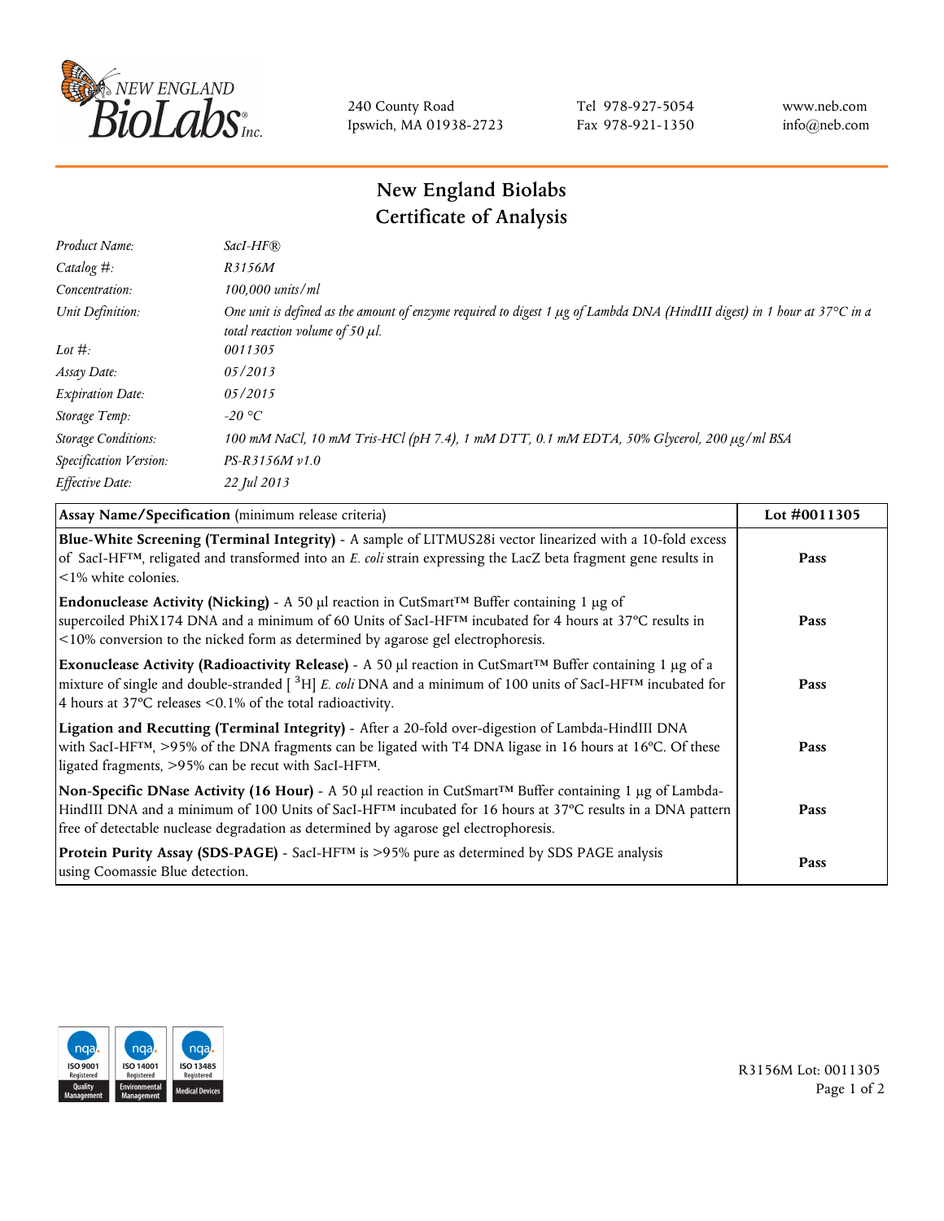240 County Road
Ipswich, MA 01938-2723

Tel 978-927-5054
Fax 978-921-1350

www.neb.com
info@neb.com

# New England Biolabs
# Certificate of Analysis

| | |
|---|---|
| *Product Name:* | *SacI-HF®* |
| *Catalog #:* | *R3156M* |
| *Concentration:* | *100,000 units/ml* |
| *Unit Definition:* | *One unit is defined as the amount of enzyme required to digest 1 µg of Lambda DNA (HindIII digest) in 1 hour at 37°C in a total reaction volume of 50 µl.* |
| *Lot #:* | *0011305* |
| *Assay Date:* | *05/2013* |
| *Expiration Date:* | *05/2015* |
| *Storage Temp:* | *-20 °C* |
| *Storage Conditions:* | *100 mM NaCl, 10 mM Tris-HCl (pH 7.4), 1 mM DTT, 0.1 mM EDTA, 50% Glycerol, 200 µg/ml BSA* |
| *Specification Version:* | *PS-R3156M v1.0* |
| *Effective Date:* | *22 Jul 2013* |

| **Assay Name/Specification** (minimum release criteria) | **Lot #0011305** |
|---|---|
| **Blue-White Screening (Terminal Integrity)** - A sample of LITMUS28i vector linearized with a 10-fold excess of SacI-HF™, religated and transformed into an *E. coli* strain expressing the LacZ beta fragment gene results in <1% white colonies. | **Pass** |
| **Endonuclease Activity (Nicking)** - A 50 µl reaction in CutSmart™ Buffer containing 1 µg of supercoiled PhiX174 DNA and a minimum of 60 Units of SacI-HF™ incubated for 4 hours at 37°C results in <10% conversion to the nicked form as determined by agarose gel electrophoresis. | **Pass** |
| **Exonuclease Activity (Radioactivity Release)** - A 50 µl reaction in CutSmart™ Buffer containing 1 µg of a mixture of single and double-stranded [ $^{3}$H] *E. coli* DNA and a minimum of 100 units of SacI-HF™ incubated for 4 hours at 37°C releases <0.1% of the total radioactivity. | **Pass** |
| **Ligation and Recutting (Terminal Integrity)** - After a 20-fold over-digestion of Lambda-HindIII DNA with SacI-HF™, >95% of the DNA fragments can be ligated with T4 DNA ligase in 16 hours at 16°C. Of these ligated fragments, >95% can be recut with SacI-HF™. | **Pass** |
| **Non-Specific DNase Activity (16 Hour)** - A 50 µl reaction in CutSmart™ Buffer containing 1 µg of Lambda-HindIII DNA and a minimum of 100 Units of SacI-HF™ incubated for 16 hours at 37°C results in a DNA pattern free of detectable nuclease degradation as determined by agarose gel electrophoresis. | **Pass** |
| **Protein Purity Assay (SDS-PAGE)** - SacI-HF™ is >95% pure as determined by SDS PAGE analysis using Coomassie Blue detection. | **Pass** |

R3156M Lot: 0011305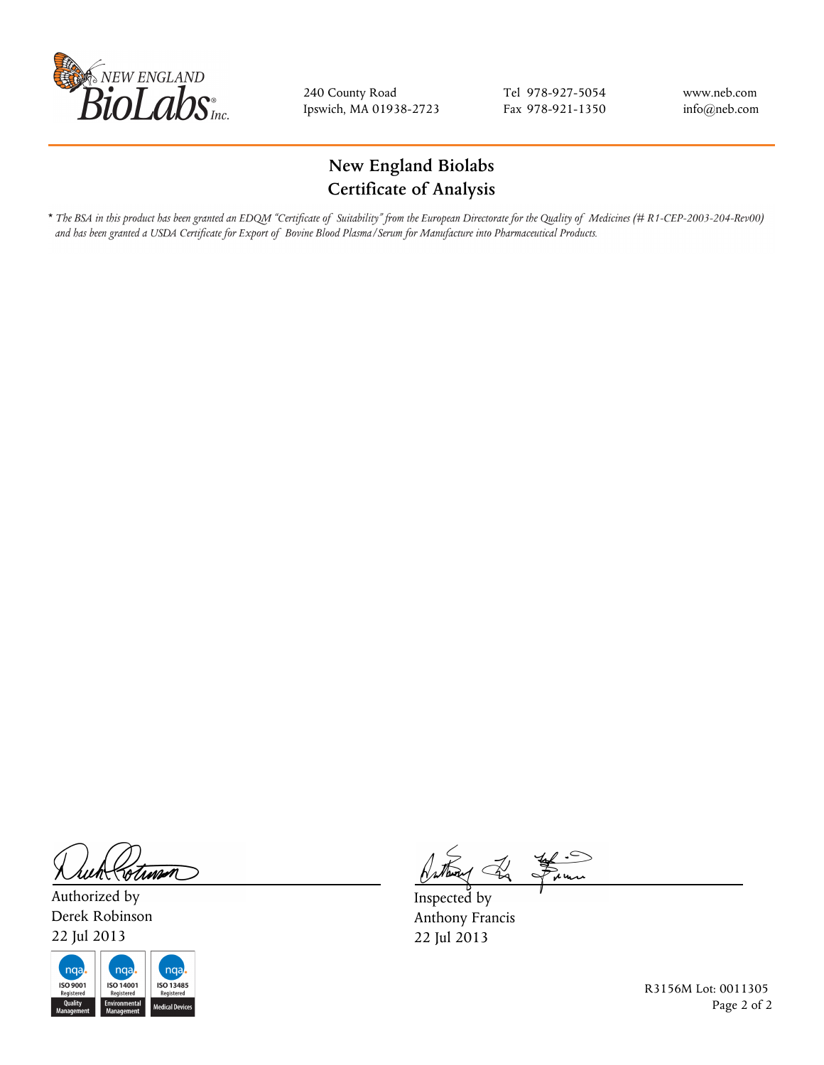240 County Road
Ipswich, MA 01938-2723

Tel 978-927-5054
Fax 978-921-1350

www.neb.com
info@neb.com

## New England Biolabs
## Certificate of Analysis

*\* The BSA in this product has been granted an EDQM "Certificate of Suitability" from the European Directorate for the Quality of Medicines (# R1-CEP-2003-204-Rev00) and has been granted a USDA Certificate for Export of Bovine Blood Plasma/Serum for Manufacture into Pharmaceutical Products.*

Authorized by
Derek Robinson
22 Jul 2013

Inspected by
Anthony Francis
22 Jul 2013

ISO 9001 Registered Quality Management
ISO 14001 Registered Environmental Management
ISO 13485 Registered Medical Devices

R3156M Lot: 0011305